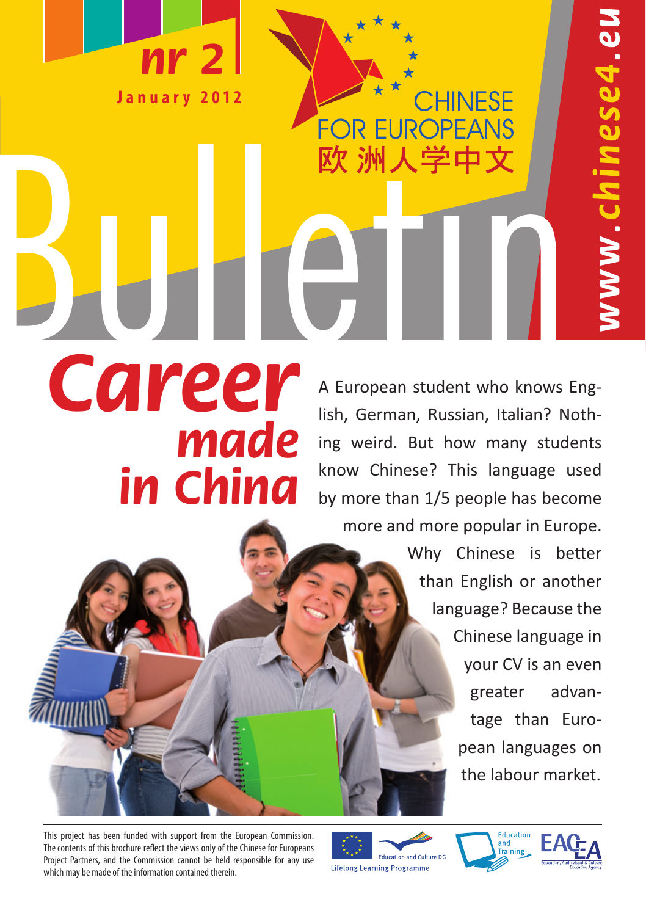nr 2

January 2012

CHINESE FOR EUROPEANS
欧洲人学中文

www.chinese4.eu

# Bulletin

## Career made in China

A European student who knows English, German, Russian, Italian? Nothing weird. But how many students know Chinese? This language used by more than 1/5 people has become more and more popular in Europe. Why Chinese is better than English or another language? Because the Chinese language in your CV is an even greater advantage than European languages on the labour market.

This project has been funded with support from the European Commission. The contents of this brochure reflect the views only of the Chinese for Europeans Project Partners, and the Commission cannot be held responsible for any use which may be made of the information contained therein.

Education and Culture DG
Lifelong Learning Programme

Education and Training

EACEA
Education, Audiovisual & Culture Executive Agency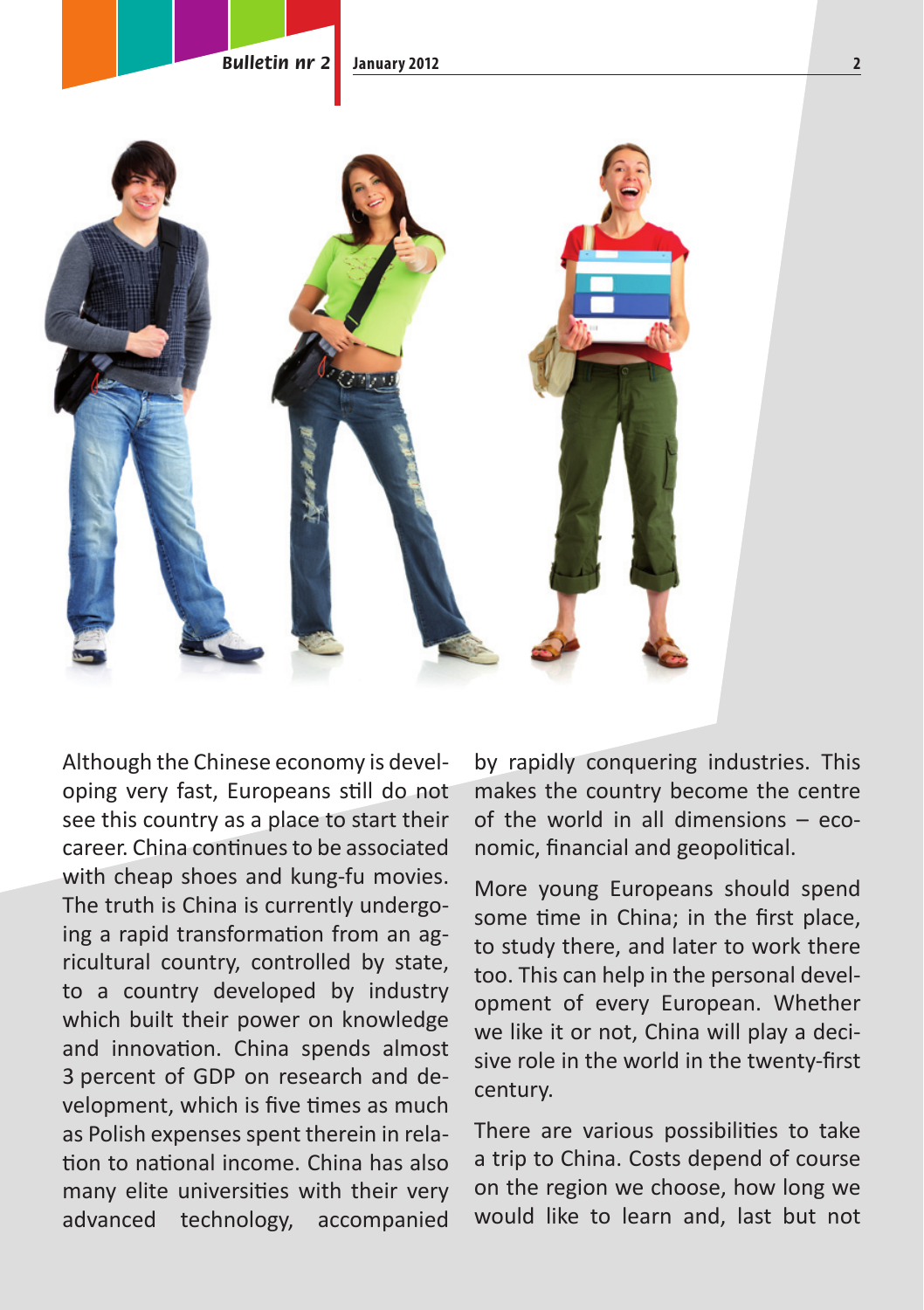Although the Chinese economy is developing very fast, Europeans still do not see this country as a place to start their career. China continues to be associated with cheap shoes and kung-fu movies. The truth is China is currently undergoing a rapid transformation from an agricultural country, controlled by state, to a country developed by industry which built their power on knowledge and innovation. China spends almost 3 percent of GDP on research and development, which is five times as much as Polish expenses spent therein in relation to national income. China has also many elite universities with their very advanced technology, accompanied by rapidly conquering industries. This makes the country become the centre of the world in all dimensions – economic, financial and geopolitical.

More young Europeans should spend some time in China; in the first place, to study there, and later to work there too. This can help in the personal development of every European. Whether we like it or not, China will play a decisive role in the world in the twenty-first century.

There are various possibilities to take a trip to China. Costs depend of course on the region we choose, how long we would like to learn and, last but not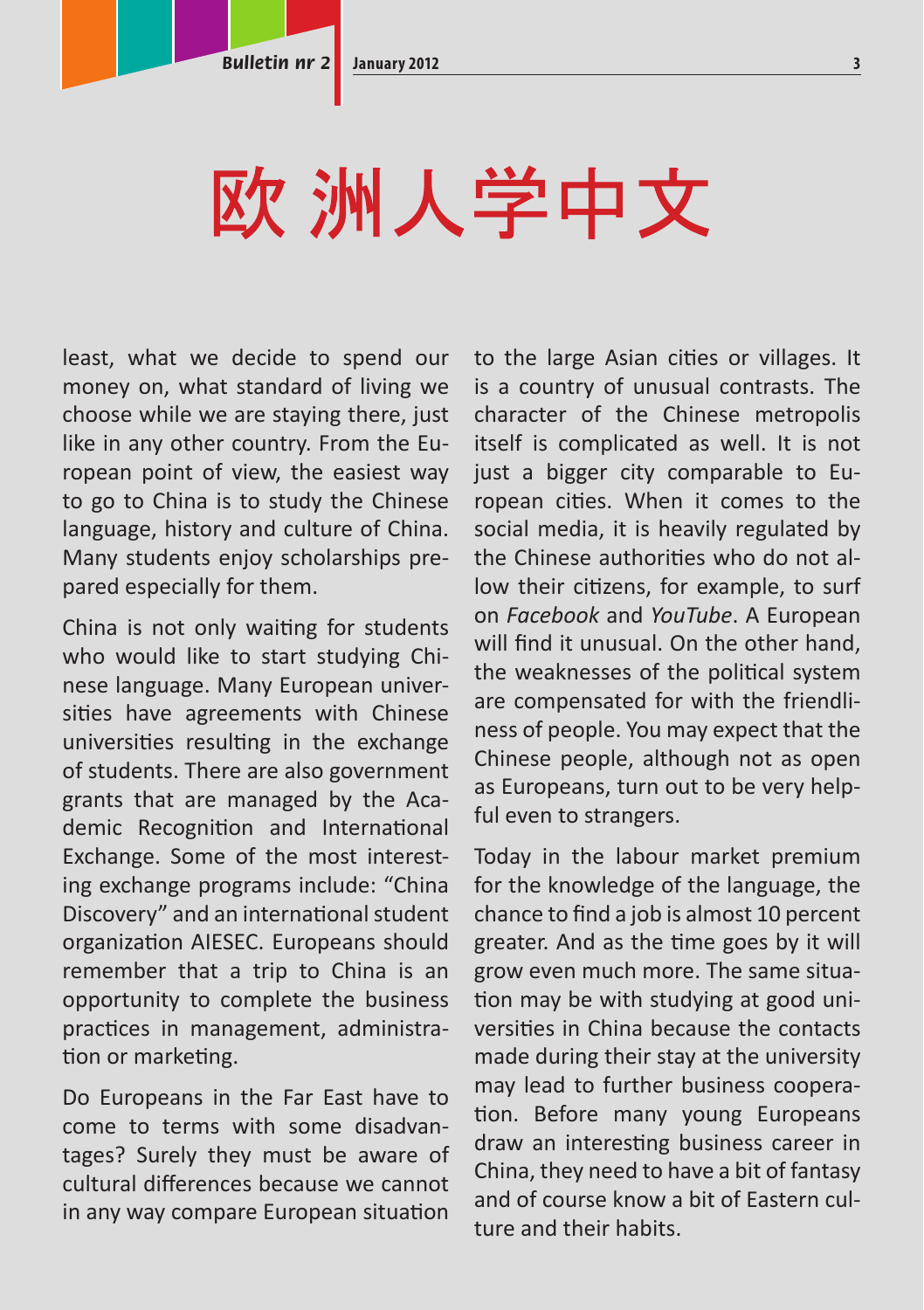# 欧 洲人学中文

least, what we decide to spend our money on, what standard of living we choose while we are staying there, just like in any other country. From the European point of view, the easiest way to go to China is to study the Chinese language, history and culture of China. Many students enjoy scholarships prepared especially for them.

China is not only waiting for students who would like to start studying Chinese language. Many European universities have agreements with Chinese universities resulting in the exchange of students. There are also government grants that are managed by the Academic Recognition and International Exchange. Some of the most interesting exchange programs include: "China Discovery" and an international student organization AIESEC. Europeans should remember that a trip to China is an opportunity to complete the business practices in management, administration or marketing.

Do Europeans in the Far East have to come to terms with some disadvantages? Surely they must be aware of cultural differences because we cannot in any way compare European situation to the large Asian cities or villages. It is a country of unusual contrasts. The character of the Chinese metropolis itself is complicated as well. It is not just a bigger city comparable to European cities. When it comes to the social media, it is heavily regulated by the Chinese authorities who do not allow their citizens, for example, to surf on *Facebook* and *YouTube*. A European will find it unusual. On the other hand, the weaknesses of the political system are compensated for with the friendliness of people. You may expect that the Chinese people, although not as open as Europeans, turn out to be very helpful even to strangers.

Today in the labour market premium for the knowledge of the language, the chance to find a job is almost 10 percent greater. And as the time goes by it will grow even much more. The same situation may be with studying at good universities in China because the contacts made during their stay at the university may lead to further business cooperation. Before many young Europeans draw an interesting business career in China, they need to have a bit of fantasy and of course know a bit of Eastern culture and their habits.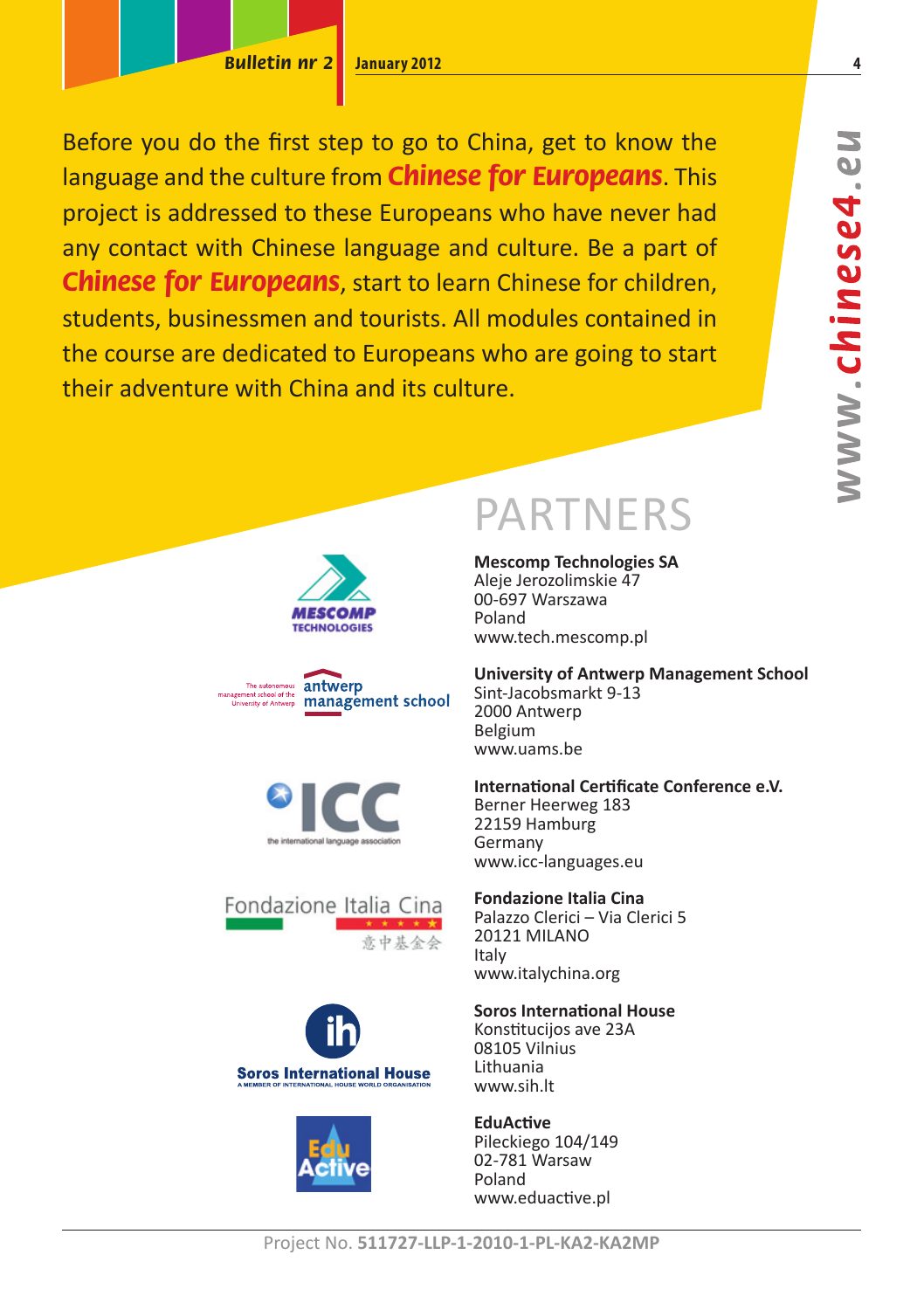Before you do the first step to go to China, get to know the language and the culture from ***Chinese for Europeans***. This project is addressed to these Europeans who have never had any contact with Chinese language and culture. Be a part of ***Chinese for Europeans***, start to learn Chinese for children, students, businessmen and tourists. All modules contained in the course are dedicated to Europeans who are going to start their adventure with China and its culture.

www.chinese4.eu

# PARTNERS

**Mescomp Technologies SA**
Aleje Jerozolimskie 47
00-697 Warszawa
Poland
www.tech.mescomp.pl

**University of Antwerp Management School**
Sint-Jacobsmarkt 9-13
2000 Antwerp
Belgium
www.uams.be

**International Certificate Conference e.V.**
Berner Heerweg 183
22159 Hamburg
Germany
www.icc-languages.eu

**Fondazione Italia Cina**
Palazzo Clerici – Via Clerici 5
20121 MILANO
Italy
www.italychina.org

**Soros International House**
Konstitucijos ave 23A
08105 Vilnius
Lithuania
www.sih.lt

**EduActive**
Pileckiego 104/149
02-781 Warsaw
Poland
www.eduactive.pl

Project No. **511727-LLP-1-2010-1-PL-KA2-KA2MP**